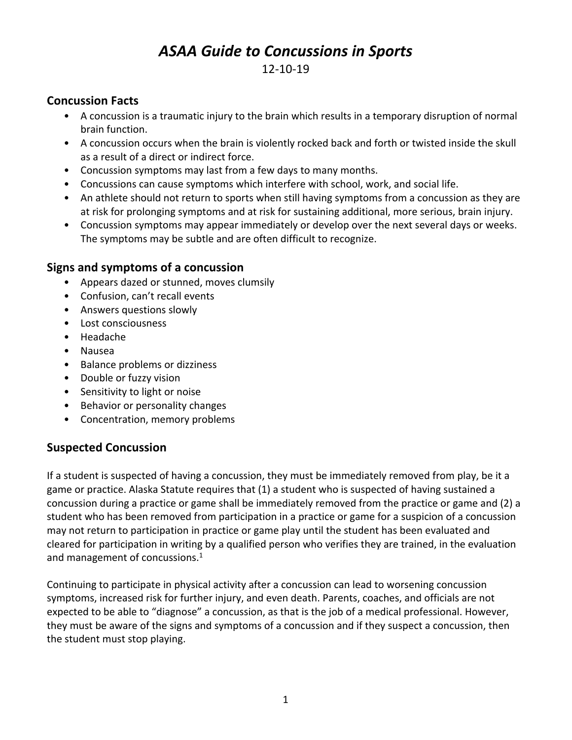# *ASAA Guide to Concussions in Sports*

12-10-19

## Concussion Facts

- A concussion is a traumatic injury to the brain which results in a temporary disruption of normal brain function.
- A concussion occurs when the brain is violently rocked back and forth or twisted inside the skull as a result of a direct or indirect force.
- Concussion symptoms may last from a few days to many months.
- Concussions can cause symptoms which interfere with school, work, and social life.
- An athlete should not return to sports when still having symptoms from a concussion as they are at risk for prolonging symptoms and at risk for sustaining additional, more serious, brain injury.
- Concussion symptoms may appear immediately or develop over the next several days or weeks. The symptoms may be subtle and are often difficult to recognize.

## Signs and symptoms of a concussion

- Appears dazed or stunned, moves clumsily
- Confusion, can't recall events
- Answers questions slowly
- Lost consciousness
- Headache
- Nausea
- Balance problems or dizziness
- Double or fuzzy vision
- Sensitivity to light or noise
- Behavior or personality changes
- Concentration, memory problems

## Suspected Concussion

If a student is suspected of having a concussion, they must be immediately removed from play, be it a game or practice. Alaska Statute requires that (1) a student who is suspected of having sustained a concussion during a practice or game shall be immediately removed from the practice or game and (2) a student who has been removed from participation in a practice or game for a suspicion of a concussion may not return to participation in practice or game play until the student has been evaluated and cleared for participation in writing by a qualified person who verifies they are trained, in the evaluation and management of concussions.[1]

Continuing to participate in physical activity after a concussion can lead to worsening concussion symptoms, increased risk for further injury, and even death. Parents, coaches, and officials are not expected to be able to "diagnose" a concussion, as that is the job of a medical professional. However, they must be aware of the signs and symptoms of a concussion and if they suspect a concussion, then the student must stop playing.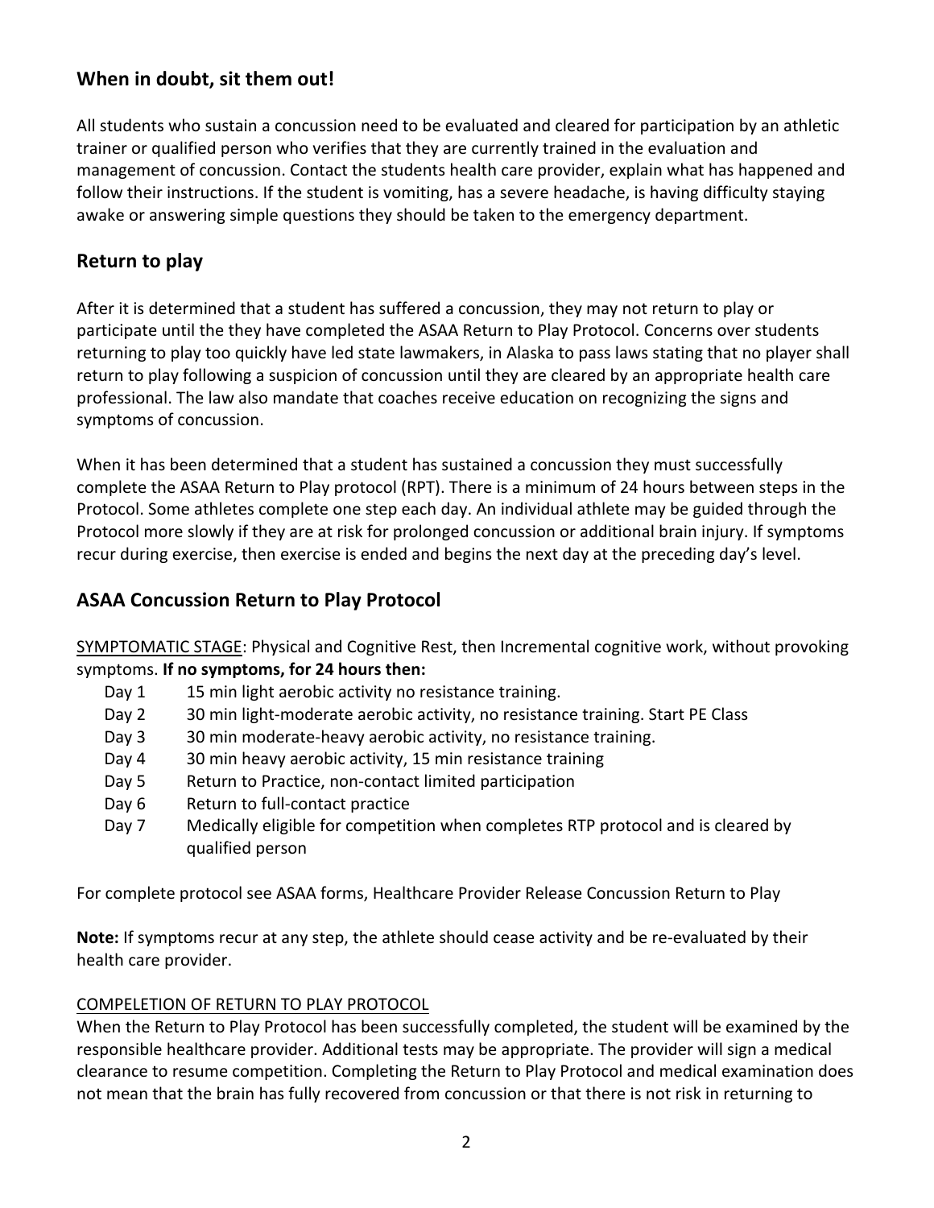## When in doubt, sit them out!

All students who sustain a concussion need to be evaluated and cleared for participation by an athletic trainer or qualified person who verifies that they are currently trained in the evaluation and management of concussion. Contact the students health care provider, explain what has happened and follow their instructions. If the student is vomiting, has a severe headache, is having difficulty staying awake or answering simple questions they should be taken to the emergency department.

## Return to play

After it is determined that a student has suffered a concussion, they may not return to play or participate until the they have completed the ASAA Return to Play Protocol. Concerns over students returning to play too quickly have led state lawmakers, in Alaska to pass laws stating that no player shall return to play following a suspicion of concussion until they are cleared by an appropriate health care professional. The law also mandate that coaches receive education on recognizing the signs and symptoms of concussion.

When it has been determined that a student has sustained a concussion they must successfully complete the ASAA Return to Play protocol (RPT). There is a minimum of 24 hours between steps in the Protocol. Some athletes complete one step each day. An individual athlete may be guided through the Protocol more slowly if they are at risk for prolonged concussion or additional brain injury. If symptoms recur during exercise, then exercise is ended and begins the next day at the preceding day's level.

## ASAA Concussion Return to Play Protocol

<u>SYMPTOMATIC STAGE</u>: Physical and Cognitive Rest, then Incremental cognitive work, without provoking symptoms. **If no symptoms, for 24 hours then:**

- Day 1 — 15 min light aerobic activity no resistance training.
- Day 2 — 30 min light-moderate aerobic activity, no resistance training. Start PE Class
- Day 3 — 30 min moderate-heavy aerobic activity, no resistance training.
- Day 4 — 30 min heavy aerobic activity, 15 min resistance training
- Day 5 — Return to Practice, non-contact limited participation
- Day 6 — Return to full-contact practice
- Day 7 — Medically eligible for competition when completes RTP protocol and is cleared by qualified person

For complete protocol see ASAA forms, Healthcare Provider Release Concussion Return to Play

**Note:** If symptoms recur at any step, the athlete should cease activity and be re-evaluated by their health care provider.

<u>COMPELETION OF RETURN TO PLAY PROTOCOL</u>

When the Return to Play Protocol has been successfully completed, the student will be examined by the responsible healthcare provider. Additional tests may be appropriate. The provider will sign a medical clearance to resume competition. Completing the Return to Play Protocol and medical examination does not mean that the brain has fully recovered from concussion or that there is not risk in returning to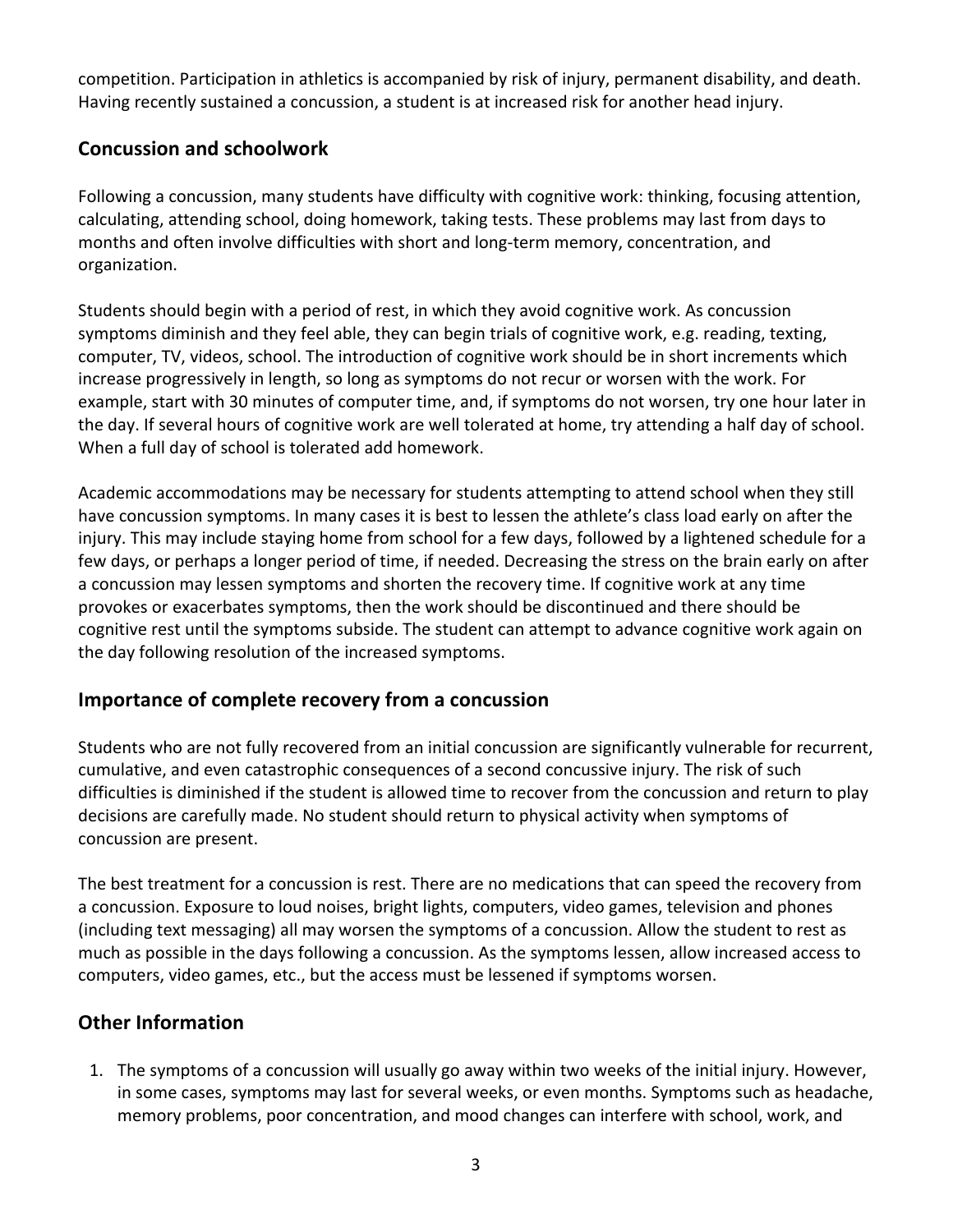competition. Participation in athletics is accompanied by risk of injury, permanent disability, and death. Having recently sustained a concussion, a student is at increased risk for another head injury.

## Concussion and schoolwork

Following a concussion, many students have difficulty with cognitive work: thinking, focusing attention, calculating, attending school, doing homework, taking tests. These problems may last from days to months and often involve difficulties with short and long-term memory, concentration, and organization.

Students should begin with a period of rest, in which they avoid cognitive work. As concussion symptoms diminish and they feel able, they can begin trials of cognitive work, e.g. reading, texting, computer, TV, videos, school. The introduction of cognitive work should be in short increments which increase progressively in length, so long as symptoms do not recur or worsen with the work. For example, start with 30 minutes of computer time, and, if symptoms do not worsen, try one hour later in the day. If several hours of cognitive work are well tolerated at home, try attending a half day of school. When a full day of school is tolerated add homework.

Academic accommodations may be necessary for students attempting to attend school when they still have concussion symptoms. In many cases it is best to lessen the athlete's class load early on after the injury. This may include staying home from school for a few days, followed by a lightened schedule for a few days, or perhaps a longer period of time, if needed. Decreasing the stress on the brain early on after a concussion may lessen symptoms and shorten the recovery time. If cognitive work at any time provokes or exacerbates symptoms, then the work should be discontinued and there should be cognitive rest until the symptoms subside. The student can attempt to advance cognitive work again on the day following resolution of the increased symptoms.

## Importance of complete recovery from a concussion

Students who are not fully recovered from an initial concussion are significantly vulnerable for recurrent, cumulative, and even catastrophic consequences of a second concussive injury. The risk of such difficulties is diminished if the student is allowed time to recover from the concussion and return to play decisions are carefully made. No student should return to physical activity when symptoms of concussion are present.

The best treatment for a concussion is rest. There are no medications that can speed the recovery from a concussion. Exposure to loud noises, bright lights, computers, video games, television and phones (including text messaging) all may worsen the symptoms of a concussion. Allow the student to rest as much as possible in the days following a concussion. As the symptoms lessen, allow increased access to computers, video games, etc., but the access must be lessened if symptoms worsen.

## Other Information

1. The symptoms of a concussion will usually go away within two weeks of the initial injury. However, in some cases, symptoms may last for several weeks, or even months. Symptoms such as headache, memory problems, poor concentration, and mood changes can interfere with school, work, and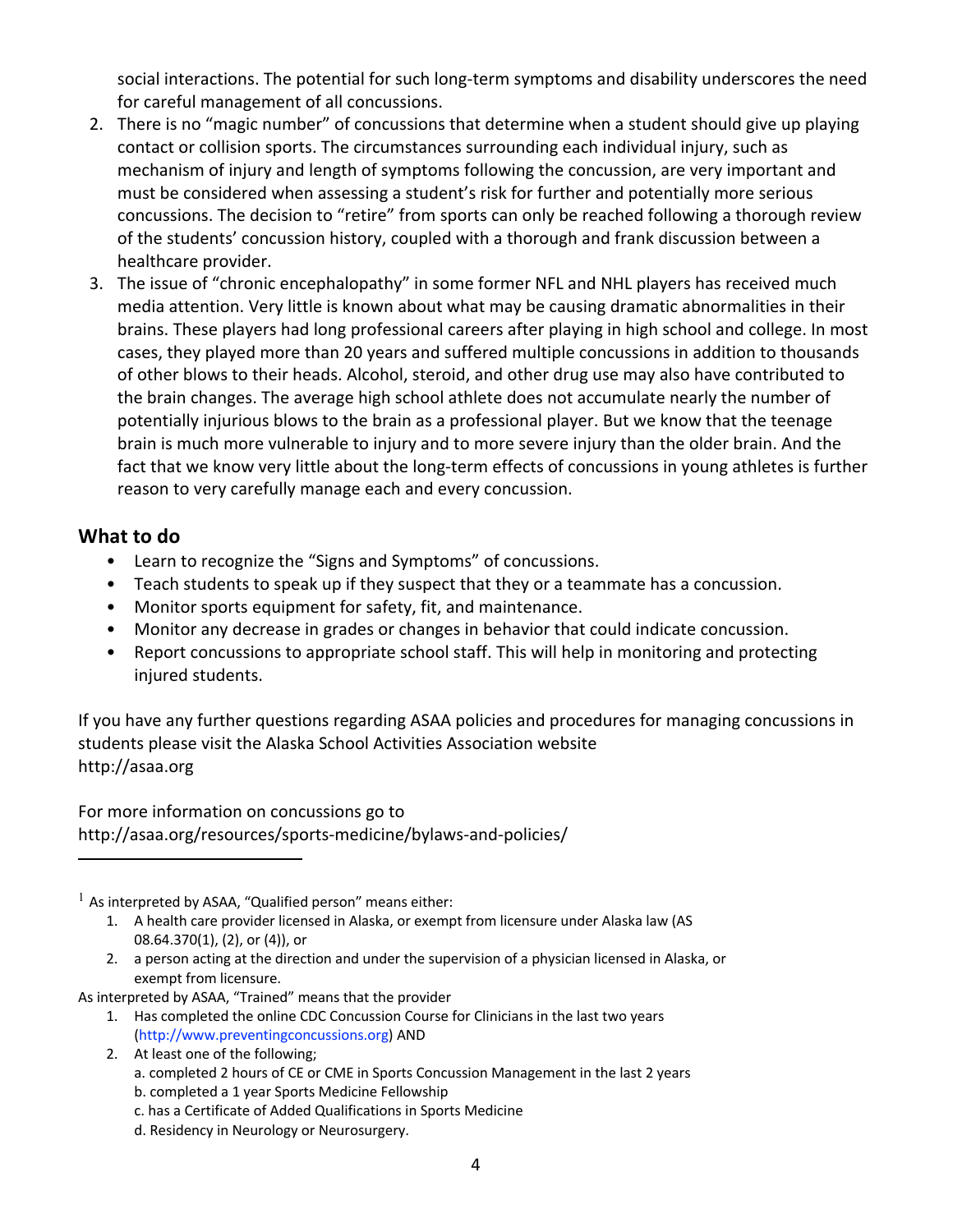social interactions. The potential for such long-term symptoms and disability underscores the need for careful management of all concussions.

2. There is no "magic number" of concussions that determine when a student should give up playing contact or collision sports. The circumstances surrounding each individual injury, such as mechanism of injury and length of symptoms following the concussion, are very important and must be considered when assessing a student's risk for further and potentially more serious concussions. The decision to "retire" from sports can only be reached following a thorough review of the students' concussion history, coupled with a thorough and frank discussion between a healthcare provider.
3. The issue of "chronic encephalopathy" in some former NFL and NHL players has received much media attention. Very little is known about what may be causing dramatic abnormalities in their brains. These players had long professional careers after playing in high school and college. In most cases, they played more than 20 years and suffered multiple concussions in addition to thousands of other blows to their heads. Alcohol, steroid, and other drug use may also have contributed to the brain changes. The average high school athlete does not accumulate nearly the number of potentially injurious blows to the brain as a professional player. But we know that the teenage brain is much more vulnerable to injury and to more severe injury than the older brain. And the fact that we know very little about the long-term effects of concussions in young athletes is further reason to very carefully manage each and every concussion.

## What to do

- Learn to recognize the "Signs and Symptoms" of concussions.
- Teach students to speak up if they suspect that they or a teammate has a concussion.
- Monitor sports equipment for safety, fit, and maintenance.
- Monitor any decrease in grades or changes in behavior that could indicate concussion.
- Report concussions to appropriate school staff. This will help in monitoring and protecting injured students.

If you have any further questions regarding ASAA policies and procedures for managing concussions in students please visit the Alaska School Activities Association website
http://asaa.org

For more information on concussions go to
http://asaa.org/resources/sports-medicine/bylaws-and-policies/

---

[1] As interpreted by ASAA, "Qualified person" means either:

1. A health care provider licensed in Alaska, or exempt from licensure under Alaska law (AS 08.64.370(1), (2), or (4)), or
2. a person acting at the direction and under the supervision of a physician licensed in Alaska, or exempt from licensure.

As interpreted by ASAA, "Trained" means that the provider

1. Has completed the online CDC Concussion Course for Clinicians in the last two years (http://www.preventingconcussions.org) AND
2. At least one of the following;
   a. completed 2 hours of CE or CME in Sports Concussion Management in the last 2 years
   b. completed a 1 year Sports Medicine Fellowship
   c. has a Certificate of Added Qualifications in Sports Medicine
   d. Residency in Neurology or Neurosurgery.